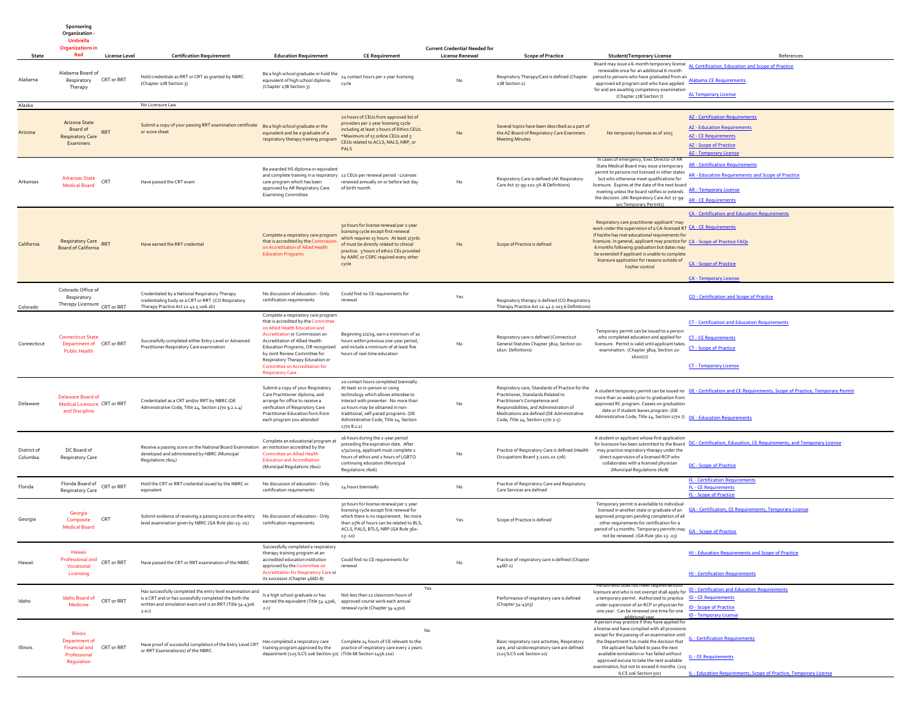| State | Sponsoring Organization - Umbrella Organizations in Red | License Level | Certification Requirement | Education Requirement | CE Requirement | Current Credential Needed for License Renewal | Scope of Practice | Student/Temporary License | References |
|---|---|---|---|---|---|---|---|---|---|
| Alabama | Alabama Board of Respiratory Therapy | CRT or RRT | Hold credentials as RRT or CRT as granted by NBRC (Chapter 27B Section 3) | Be a high school graduate or hold the equivalent of high school diploma (Chapter 27B Section 3) | 24 contact hours per 2 year licensing cycle | No | Respiratory Therapy/Care is defined (Chapter 27B Section 2) | Board may issue a 6-month temporary license renewable once for an additional 6-month period to persons who have graduated from an approved ed program and who have applied for and are awaiting competency examination (Chapter 27B Section 7) | AL Certification, Education and Scope of Practice<br>Alabama CE Requirements<br>AL Temporary License |
| Alaska | | | No Licensure Law | | | | | | |
| Arizona | Arizona State Board of Respiratory Care Examiners | RRT | Submit a copy of your passing RRT examination certificate or score sheet | Be a high school graduate or the equivalent and be a graduate of a respiratory therapy training program | 20 hours of CEUs from approved list of providers per 2 year licensing cycle including at least 2 hours of Ethics CEUs. *Maximum of 15 online CEUs and 5 CEUs related to ACLS, NALS, NRP, or PALS | No | Several topics have been described as a part of the AZ Board of Respiratory Care Examiners Meeting Minutes | No temporary licenses as of 2015 | AZ - Certification Requirements<br>AZ - Education Requirements<br>AZ - CE Requirements<br>AZ - Scope of Practice<br>AZ - Temporary License |
| Arkansas | Arkansas State Medical Board | CRT | Have passed the CRT exam | Be awarded HS diploma or equivalent and complete training in a respiratory care program which has been approved by AR Respiratory Care Examining Committee | 12 CEUs per renewal period - Licenses renewed annually on or before last day of birth month | No | Respiratory Care is defined (AK Respiratory Care Act 17-99-102.5A-B Definitions) | In cases of emergency, Exec Director of AR State Medical Board may issue a temporary permit to persons not licensed in other states but who otherwise meet qualifications for licensure. Expires at the date of the next board meeting unless the board ratifies or extends the decision. (AK Respiratory Care Act 17-99-305 Temporary Permits) | AR - Certification Requirements<br>AR - Education Requirements and Scope of Practice<br>AR - Temporary License<br>AR - CE Requirements |
| California | Respiratory Care Board of California | RRT | Have earned the RRT credential | Complete a respiratory care program that is accredited by the Commission on Accreditation of Allied Health Education Programs | 30 hours for license renewal per 2 year licensing cycle except first renewal which requires 15 hours. At least 2/3rds of must be directly related to clinical practice. 3 hours of ethics CEs provided by AARC or CSRC required every other cycle | No | Scope of Practice is defined | Respiratory care practitioner applicant' may work under the supervision of a CA-licensed RT if he/she has met educational requirements for licensure. In general, applicant may practice for 6 months following graduation but dates may be extended if applicant is unable to complete licensure application for reasons outside of his/her control | CA - Certification and Education Requirements<br>CA - CE Requirements<br>CA - Scope of Practice FAQs<br>CA - Scope of Practice<br>CA - Temporary License |
| Colorado | Colorado Office of Respiratory Therapy Licensure | CRT or RRT | Credentialed by a National Respiratory Therapy credentialing body as a CRT or RRT (CO Respiratory Therapy Practice Act 12-41.5-106.2b) | No discussion of education - Only certification requirements | Could find no CE requirements for renewal | Yes | Respiratory therapy is defined (CO Respiratory Therapy Practice Act 12-41.5-103.6 Definitions) | | CO - Certification and Scope of Practice |
| Connecticut | Connecticut State Department of Public Health | CRT or RRT | Successfully completed either Entry Level or Advanced Practitioner Respiratory Care examination | Complete a respiratory care program that is accredited by the Committee on Allied Health Education and Accreditation or Commission on Accreditation of Allied Health Education Programs, OR recognized by Joint Review Committee for Respiratory Therapy Education or Committee on Accreditation for Respiratory Care | Beginning 1/1/19, earn a minimum of 10 hours within previous one-year period, and include a minimum of at least five hours of real-time education | No | Respiratory care is defined (Connecticut General Statutes Chapter 381a, Section 20-162n. Definitions) | Temporary permit can be issued to a person who completed education and applied for licensure. Permit is valid until applicant takes examination. (Chapter 381a, Section 20-162o(c)) | CT - Certification and Education Requirements<br>CT - CE Requirements<br>CT - Scope of Practice<br>CT - Temporary License |
| Delaware | Delaware Board of Medical Licensure and Discipline | CRT or RRT | Credentialed as a CRT and/or RRT by NBRC (DE Administrative Code, Title 24, Section 1770 9.2.1.4) | Submit a copy of your Respiratory Care Practitioner diploma, and arrange for office to receive a verification of Respiratory Care Practitioner Education form from each program you attended | 20 contact hours completed biennially. At least 10 in-person or using technology which allows attendee to interact with presenter. No more than 10 hours may be obtained in non-traditional, self-paced programs. (DE Administrative Code, Title 24, Section 1770 8.1.1) | No | Respiratory care, Standards of Practice for the Practitioner, Standards Related to Practitioner's Competence and Responsibilities, and Administration of Medications are defined (DE Administrative Code, Title 24, Section 1770 2-5) | A student temporary permit can be issued no more than 20 weeks prior to graduation from approved RC program. Ceases on graduation date or if student leaves program. (DE Administrative Code, Title 24, Section 1770 7) | DE - Certification and CE Requirements, Scope of Practice, Temporary Permit<br>DE - Education Requirements |
| District of Columbia | DC Board of Respiratory Care | | Receive a passing score on the National Board Examination developed and administered by NBRC (Municipal Regulations 7604) | Complete an educational program at an institution accredited by the Committee on Allied Health Education and Accreditation (Municipal Regulations 7602) | 16 hours during the 2-year period preceding the expiration date. After 1/31/2019, applicant must complete 2 hours of ethics and 2 hours of LGBTQ continuing education (Municipal Regulations 7606) | No | Practice of Respiratory Care is defined (Health Occupations Board 3-1201.02 17A) | A student or applicant whose first application for licensure has been submitted to the Board may practice respiratory therapy under the direct supervision of a licensed RCP who collaborates with a licensed physician (Municipal Regulations 7608) | DC - Certification, Education, CE Requirements, and Temporary License<br>DC - Scope of Practice |
| Florida | Florida Board of Respiratory Care | CRT or RRT | Hold the CRT or RRT credential issued by the NBRC or equivalent | No discussion of education - Only certification requirements | 24 hours biennially | No | Practice of Respiratory Care and Respiratory Care Services are defined | | FL - Certification Requirements<br>FL - CE Requirements<br>FL - Scope of Practice |
| Georgia | Georgia Composite Medical Board | CRT | Submit evidence of receiving a passing score on the entry level examination given by NBRC (GA Rule 360-13-.01) | No discussion of education - Only certification requirements | 30 hours for license renewal per 2 year licensing cycle except first renewal for which there is no requirement. No more than 25% of hours can be related to BLS, ACLS, PALS, BTLS, NRP (GA Rule 360-13-.10) | Yes | Scope of Practice is defined | Temporary permit is available to individual licensed in another state or graduate of an approved program pending completion of all other requirements for certification for a period of 12 months. Temporary permits may not be renewed. (GA Rule 360-13-.03) | GA - Certification, CE Requirements, Temporary License<br>GA - Scope of Practice |
| Hawaii | Hawaii Professional and Vocational Licensing | CRT or RRT | Have passed the CRT or RRT examination of the NBRC | Successfully completed a respiratory therapy training program at an accredited education institution approved by the Committee on Accreditation for Respiratory Care or its successor (Chapter 466D-8) | Could find no CE requirements for renewal | No | Practice of respiratory care is defined (Chapter 466D-1) | | HI - Education Requirements and Scope of Practice<br>HI - Certification Requirements |
| Idaho | Idaho Board of Medicine | CRT or RRT | Has successfully completed the entry level examination and is a CRT and or has sucessfully completed the both the written and simulation exam and is an RRT (Title 54-4306 2.e.i) | Is a high school graduate or has earned the equivalent (Title 54-4306, 2.c) | Not less than 12 classroom hours of approved course work each annual renewal cycle (Chapter 54-4310) | Yes | Performance of respiratory care is defined (Chapter 54-4303) | Person who does not meet requirements for licensure and who is not exempt shall apply for a temporary permit. Authorized to practice under supervision of an RCP or physician for one year. Can be renewed one time for one additional year. | ID - Certification and Education Requirements<br>ID - CE Requirements<br>ID - Scope of Practice<br>ID - Temporary License |
| Illinois | Illinois Department of Financial and Professional Regulation | CRT or RRT | Have proof of successful completion of the Entry Level CRT or RRT Examination(s) of the NBRC | Has completed a respiratory care training program approved by the department (225 ILCS 106 Section 50) | Complete 24 hours of CE relevant to the practice of respiratory care every 2 years (Title 68 Section 1456.110) | No | Basic respiratory care activities, Respiratory care, and cardiorespiratory care are defined (225 ILCS 106 Section 10) | A person may practice if they have applied for a license and have complied with all provisions except for the passing of an examination until the Department has made the decision that the applicant has failed to pass the next available exmination or has failed without approved excuse to take the next available examination, but not to exceed 6 months. (225 ILCS 106 Section 50c) | IL - Certification Requirements<br>IL - CE Requirements<br>IL - Education Requirements, Scope of Practice, Temporary License |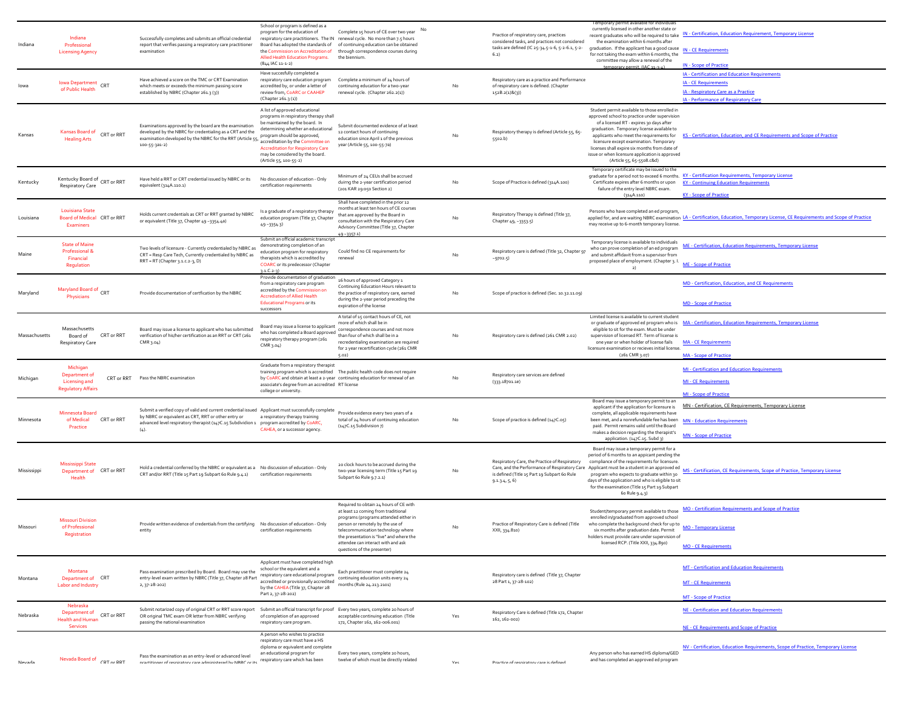| Indiana | Indiana Professional Licensing Agency | | Successfully completes and submits an official credential report that verifies passing a respiratory care practitioner examination | School or program is defined as a program for the education of respiratory care practitioners. The IN Board has adopted the standards of the Commission on Accreditation of Allied Health Education Programs. (844 IAC 11-1-2) | Complete 15 hours of CE over two year renewal cycle. No more than 7.5 hours of continuing education can be obtained through correspondence courses during the biennium. | No | Practice of respiratory care, practices considered tasks, and practices not considered tasks are defined (IC 25-34.5-1-6, 5-1-6.1, 5-2-6.2) | Temporary permit available for individuals currently licensed in other another state or recent graduates who will be required to take the examination within 6 months after graduation. If the applicant has a good cause for not taking the exam within 6 months, the committee may allow a renewal of the temporary permit. (IAC 11-1-4) | IN - Certification, Education Requirement, Temporary License<br>IN - CE Requirements<br>IN - Scope of Practice |
|---|---|---|---|---|---|---|---|---|---|
| Iowa | Iowa Department of Public Health | CRT | Have achieved a score on the TMC or CRT Examination which meets or exceeds the minimum passing score established by NBRC (Chapter 261.3 (3)) | Have succesfully completed a respiratory care education program accredited by, or under a letter of review from, CoARC or CAAHEP (Chapter 261.3 (1)) | Complete a minimum of 24 hours of continuing education for a two-year renewal cycle. (Chapter 262.2(1)) | No | Respiratory care as a practice and Performance of respiratory care is defined. (Chapter 152B.2(1)&(3)) | | IA - Certification and Education Requirements<br>IA - CE Requirements<br>IA - Respiratory Care as a Practice<br>IA - Performance of Respiratory Care |
| Kansas | Kansas Board of Healing Arts | CRT or RRT | Examinations approved by the board are the examination developed by the NBRC for credentialing as a CRT and the examination developed by the NBRC for the RRT (Article 55, 100-55-3a1-2) | A list of approved educational programs in respiratory therapy shall be maintained by the board. In determining whether an educational program should be approved, accreditation by the Committee on Accreditation for Respiratory Care may be considered by the board. (Article 55, 100-55-2) | Submit documented evidence of at least 12 contact hours of continuing education since April 1 of the previous year (Article 55, 100-55-7a) | No | Respiratory therapy is defined (Article 55, 65-5502.b) | Student permit available to those enrolled in approved school to practice under supervision of a licensed RT - expires 30 days after graduation. Temporary license available to applicants who meet the requirements for licensure except examination. Temporary licenses shall expire six months from date of issue or when licensure application is approved (Article 55, 65-5508.c&d) | KS - Certification, Education, and CE Requirements and Scope of Practice |
| Kentucky | Kentucky Board of Respiratory Care | CRT or RRT | Have held a RRT or CRT credential issued by NBRC or its equivalent (314A.110.1) | No discussion of education - Only certification requirements | Minimum of 24 CEUs shall be accrued duirng the 2-year certification period (201 KAR 29:050 Section 2) | No | Scope of Practice is defined (314A.100) | Temporary certificate may be issued to the graduate for a period not to exceed 6 months. Certificate expires after 6 months or upon failure of the entry level NBRC exam. (314A.110) | KY - Certification Requirements, Temporary License<br>KY - Continuing Education Requirements<br>KY - Scope of Practice |
| Louisiana | Louisiana State Board of Medical Examiners | CRT or RRT | Holds current credentials as CRT or RRT granted by NBRC or equivalent (Title 37, Chapter 49 -3354.4a) | Is a graduate of a respiratory therapy education program (Title 37, Chapter 49 -3354.3) | Shall have completed in the prior 12 months at least ten hours of CE courses that are approved by the Board in consultation with the Respiratory Care Advisory Committee (Title 37, Chapter 49 -3357.1) | No | Respiratory Therapy is defined (Title 37, Chapter 49, -3353.5) | Persons who have completed an ed program, applied for, and are waiting NBRC examination may receive up to 6-month temporary license. | LA - Certification, Education, Temporary License, CE Requirements and Scope of Practice |
| Maine | State of Maine Professional & Financial Regulation | | Two levels of licensure - Currently credentialed by NBRC as CRT = Resp Care Tech, Currently credentialed by NBRC as RRT = RT (Chapter 3.1.c.2-3, D) | Submit an official academic transcript demonstrating completion of an education program for respiratory therapists which is accredited by COARC or its predecessor (Chapter 3.1.C.2-3) | Could find no CE requirements for renewal | No | Respiratory care is defined (Title 32, Chapter 97 -9702.5) | Temporary license is available to individuals who can prove completion of an ed program and submit affidavit from a supervisor from proposed place of employment. (Chapter 3. I. 2) | ME - Certification, Education Requirements, Temporary License<br>ME - Scope of Practice |
| Maryland | Maryland Board of Physicians | CRT | Provide documentation of certfication by the NBRC | Provide documentation of graduation from a respiratory care program accredited by the Commission on Accreditation of Allied Health Educational Programs or its successors | 16 hours of approved Category 1 Continuing Education Hours relevant to the practice of respiratory care, earned during the 2-year period preceding the expiration of the license | No | Scope of practice is defined (Sec. 10.32.11.09) | | MD - Certification, Education, and CE Requirements<br>MD - Scope of Practice |
| Massachusetts | Massachusetts Board of Respiratory Care | CRT or RRT | Board may issue a license to applicant who has submitted verification of his/her certification as an RRT or CRT (261 CMR 3.04) | Board may issue a license to applicant who has completed a Board approved respiratory therapy program (261 CMR 3.04) | A total of 15 contact hours of CE, not more of which shall be in correspondence courses and not more than four of which shall be in a recredentialing examination are required for a 2 year recertification cycle (261 CMR 5.02) | No | Respiratory care is defined (261 CMR 2.02) | Limited license is available to current student or graduate of approved ed program who is eligible to sit for the exam. Must be under supervision of licensed RT. Term of license is one year or when holder of license fails licensure examination or recieves initial license. (261 CMR 3.07) | MA - Certification, Education Requirements, Temporary License<br>MA - CE Requirements<br>MA - Scope of Practice |
| Michigan | Michigan Department of Licensing and Regulatory Affairs | CRT or RRT | Pass the NBRC examination | Graduate from a respiratory therapist training program which is accredited by CoARC and obtain at least a 2-year associate's degree from an accredited college or university. | The public health code does not require continuing education for renewal of an RT license | No | Respiratory care services are defined (333.18701.1e) | | MI - Certification and Education Requirements<br>MI - CE Requirements<br>MI - Scope of Practice |
| Minnesota | Minnesota Board of Medical Practice | CRT or RRT | Submit a verified copy of valid and current credential issued by NBRC or equivalent as CRT, RRT or other entry or advanced level respiratory therapist (147C.15 Subdivision 1 (4). | Applicant must successfully complete a respiratory therapy training program accredited by CoARC, CAHEA, or a successor agency. | Provide evidence every two years of a total of 24 hours of continuing education (147C.15 Subdivision 7) | No | Scope of practice is defined (147C.05) | Board may issue a temporary permit to an applicant if the application for licensure is complete, all applicable requirements have been met, and a nonrefundable fee has been paid. Permit remains valid until the Board makes a decision regarding the therapist's application. (147C.15. Subd 3) | MN - Certification, CE Requirements, Temporary License<br>MN - Education Requirements<br>MN - Scope of Practice |
| Mississippi | Mississippi State Department of Health | CRT or RRT | Hold a credential conferred by the NBRC or equivalent as a CRT and/or RRT (Title 15 Part 19 Subpart 60 Rule 9.4.1) | No discussion of education - Only certification requirements | 20 clock hours to be accrued during the two-year licensing term (Title 15 Part 19 Subpart 60 Rule 9.7.2.1) | No | Respiratory Care, the Practice of Respiratory Care, and the Performance of Respiratory Care is defined (Title 15 Part 19 Subpart 60 Rule 9.1.3.4, 5, 6) | Board may issue a temporary permit for a period of 6 months to an appicant pending the compliance of the requirements for licensure. Applicant must be a student in an approved ed program who expects to graduate within 30 days of the application and who is eligible to sit for the examination (Title 15 Part 19 Subpart 60 Rule 9.4.3) | MS - Certification, CE Requirements, Scope of Practice, Temporary License |
| Missouri | Missouri Division of Professional Registration | | Provide written evidence of credentials from the certifying entity | No discussion of education - Only certification requirements | Required to obtain 24 hours of CE with at least 12 coming from traditional programs (programs attended either in person or remotely by the use of telecommunication technology where the presentation is "live" and where the attendee can interact with and ask questions of the presenter) | No | Practice of Respiratory Care is defined (Title XXII, 334.810) | Student/temporary permit available to those enrolled in/graduated from approved school who complete the background check for up to six months after graduation. Permit holders must provide care under supervision of licensed RCP. (Title XXII, 334.890) | MO - Certification Requirements and Scope of Practice<br>MO - Temporary License<br>MO - CE Requirements |
| Montana | Montana Department of Labor and Industry | CRT | Pass examination prescribed by Board. Board may use the entry-level exam written by NBRC (Title 37, Chapter 28 Part 2, 37-28-202) | Applicant must have completed high school or the equivalent and a respiratory care educational program accredited or provisionally accredited by the CAHEA (Title 37, Chapter 28 Part 2, 37-28-202) | Each practitioner must complete 24 continuing education units every 24 months (Rule 24.213.2101) | | Respiratory care is defined (Title 37, Chapter 28 Part 1, 37-28-102) | | MT - Certification and Education Requirements<br>MT - CE Requirements<br>MT - Scope of Practice |
| Nebraska | Nebraska Department of Health and Human Services | CRT or RRT | Submit notarized copy of original CRT or RRT score report OR original TMC exam OR letter from NBRC verifying passing the national examination | Submit an official transcript for proof of completion of an approved respiratory care program. | Every two years, complete 20 hours of acceptable continuing education (Title 172, Chapter 162, 162-006.001) | Yes | Respiratory Care is defined (Title 172, Chapter 162, 162-002) | | NE - Certification and Education Requirements<br>NE - CE Requirements and Scope of Practice |
| Nevada | Nevada Board of | CRT or RRT | Pass the examination as an entry-level or advanced level practitioner of respiratory care administered by NBRC or its | A person who wishes to practice respiratory care must have a HS diploma or equivalent and complete an educational program for respiratory care which has been | Every two years, complete 20 hours, twelve of which must be directly related | Yes | Practice of respiratory care is defined | Any person who has earned HS diploma/GED and has completed an approved ed program | NV - Certification, Education Requirements, Scope of Practice, Temporary License |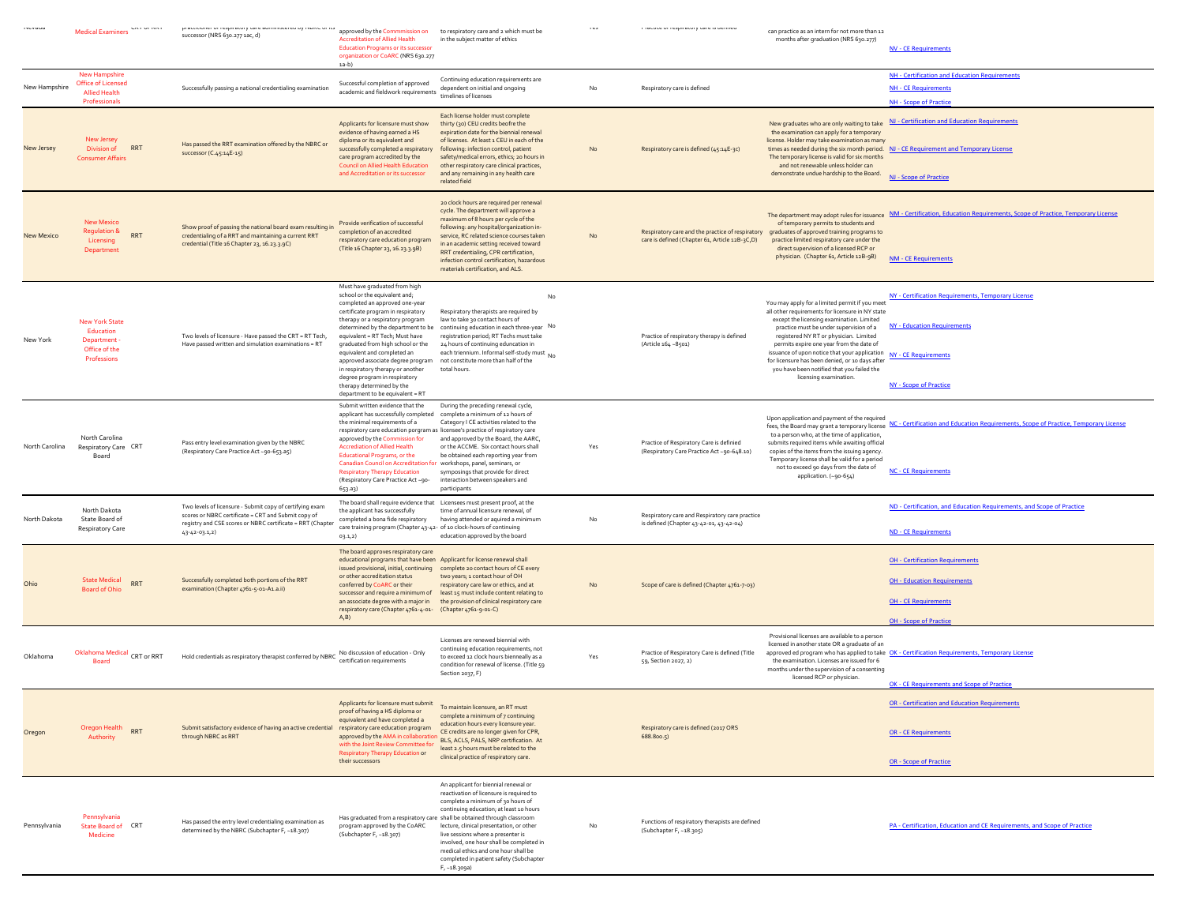| | | | | | | | | | |
|---|---|---|---|---|---|---|---|---|---|
| Nevada | Medical Examiners | CRT or RRT | practitioner of respiratory care administered by NBRC or its successor (NRS 630.277 1ac, d) | approved by the Commmission on Accreditation of Allied Health Education Programs or its successor organization or CoARC (NRS 630.277 1a-b) | to respiratory care and 2 which must be in the subject matter of ethics | Yes | Practice of respiratory care is defined | can practice as an intern for not more than 12 months after graduation (NRS 630.277) | NV - CE Requirements |
| New Hampshire | New Hampshire Office of Licensed Allied Health Professionals | | Successfully passing a national credentialing examination | Successful completion of approved academic and fieldwork requirements | Continuing education requirements are dependent on initial and ongoing timelines of licenses | No | Respiratory care is defined | | NH - Certification and Education Requirements<br>NH - CE Requirements<br>NH - Scope of Practice |
| New Jersey | New Jersey Division of Consumer Affairs | RRT | Has passed the RRT examination offered by the NBRC or successor (C.45:14E-15) | Applicants for licensure must show evidence of having earned a HS diploma or its equivalent and successfully completed a respiratory care program accredited by the Council on Allied Health Education and Accreditation or its successor | Each license holder must complete thirty (30) CEU credits beofre the expiration date for the biennial renewal of licenses. At least 1 CEU in each of the following: infection control, patient safety/medical errors, ethics; 20 hours in other respiratory care clinical practices, and any remaining in any health care related field | No | Respiratory care is defined (45:14E-3c) | New graduates who are only waiting to take the examination can apply for a temporary license. Holder may take examination as many times as needed during the six month period. The temporary license is valid for six months and not renewable unless holder can demonstrate undue hardship to the Board. | NJ - Certification and Education Requirements<br>NJ - CE Requirement and Temporary License<br>NJ - Scope of Practice |
| New Mexico | New Mexico Regulation & Licensing Department | RRT | Show proof of passing the national board exam resulting in credentialing of a RRT and maintaining a current RRT credential (Title 16 Chapter 23, 16.23.3.9C) | Provide verification of successful completion of an accredited respiratory care education program (Title 16 Chapter 23, 16.23.3.9B) | 20 clock hours are required per renewal cycle. The department will approve a maximum of 8 hours per cycle of the following: any hospital/organization in-service, RC related science courses taken in an academic setting received toward RRT credentialing, CPR certification, infection control certification, hazardous materials certification, and ALS. | No | Respiratory care and the practice of respiratory care is defined (Chapter 61, Article 12B-3C,D) | The department may adopt rules for issuance of temporary permits to students and graduates of approved training programs to practice limited respiratory care under the direct supervision of a licensed RCP or physician. (Chapter 61, Article 12B-9B) | NM - Certification, Education Requirements, Scope of Practice, Temporary License<br>NM - CE Requirements |
| New York | New York State Education Department - Office of the Professions | | Two levels of licensure - Have passed the CRT = RT Tech, Have passed written and simulation examinations = RT | Must have graduated from high school or the equivalent and; completed an approved one-year certificate program in respiratory therapy or a respiratory program determined by the department to be equivalent = RT Tech; Must have graduated from high school or the equivalent and completed an approved associate degree program in respiratory therapy or another degree program in respiratory therapy determined by the department to be equivalent = RT | Respiratory therapists are required by law to take 30 contact hours of continuing education in each three-year registration period; RT Techs must take 24 hours of continuing education in each triennium. Informal self-study must not constitute more than half of the total hours. | No<br>No<br>No | Practice of respiratory therapy is defined (Article 164 - 8501) | You may apply for a limited permit if you meet all other requirements for licensure in NY state except the licensing examination. Limited practice must be under supervision of a registered NY RT or physician. Limited permits expire one year from the date of issuance of upon notice that your application for licensure has been denied, or 10 days after you have been notified that you failed the licensing examination. | NY - Certification Requirements, Temporary License<br>NY - Education Requirements<br>NY - CE Requirements<br>NY - Scope of Practice |
| North Carolina | North Carolina Respiratory Care Board | CRT | Pass entry level examination given by the NBRC (Respiratory Care Practice Act - 90-653.a5) | Submit written evidence that the applicant has successfully completed the minimal requirements of a respiratory care education porgram as approved by the Commission for Accrediation of Allied Health Educational Programs, or the Canadian Council on Accreditation for Respiratory Therapy Education (Respiratory Care Practice Act - 90-653.a3) | During the preceding renewal cycle, complete a minimum of 12 hours of Category I CE activities related to the licensee's practice of respiratory care and approved by the Board, the AARC, or the ACCME. Six contact hours shall be obtained each reporting year from workshops, panel, seminars, or symposings that provide for direct interaction between speakers and participants | Yes | Practice of Respiratory Care is definied (Respiratory Care Practice Act - 90-648.10) | Upon application and payment of the required fees, the Board may grant a temporary license to a person who, at the time of application, submits required items while awaiting official copies of the items from the issuing agency. Temporary license shall be valid for a period not to exceed 90 days from the date of application. (-90-654) | NC - Certification and Education Requirements, Scope of Practice, Temporary License<br>NC - CE Requirements |
| North Dakota | North Dakota State Board of Respiratory Care | | Two levels of licensure - Submit copy of certifying exam scores or NBRC certificate = CRT and Submit copy of registry and CSE scores or NBRC certificate = RRT (Chapter 43-42-03.1,2) | The board shall require evidence that the applicant has successfully completed a bona fide respiratory care training program (Chapter 43-42-03.1,2) | Licensees must present proof, at the time of annual licensure renewal, of having attended or aquired a minimum of 10 clock-hours of continuing education approved by the board | No | Respiratory care and Respiratory care practice is defined (Chapter 43-42-01, 43-42-04) | | ND - Certification, and Education Requirements, and Scope of Practice<br>ND - CE Requirements |
| Ohio | State Medical Board of Ohio | RRT | Successfully completed both portions of the RRT examination (Chapter 4761-5-01-A1.a.ii) | The board approves respiratory care educational programs that have been issued provisional, initial, continuing or other accreditation status conferred by CoARC or their successor and require a minimum of an associate degree with a major in respiratory care (Chapter 4761-4-01-A,B) | Applicant for license renewal shall complete 20 contact hours of CE every two years; 1 contact hour of OH respiratory care law or ethics, and at least 15 must include content relating to the provision of clinical respiratory care (Chapter 4761-9-01-C) | No | Scope of care is defined (Chapter 4761-7-03) | | OH - Certification Requirements<br>OH - Education Requirements<br>OH - CE Requirements<br>OH - Scope of Practice |
| Oklahoma | Oklahoma Medical Board | CRT or RRT | Hold credentials as respiratory therapist conferred by NBRC | No discussion of education - Only certification requirements | Licenses are renewed biennial with continuing education requirements, not to exceed 12 clock hours bienneally as a condition for renewal of license. (Title 59 Section 2037, F) | Yes | Practice of Respiratory Care is defined (Title 59, Section 2027, 2) | Provisional licenses are available to a person licensed in another state OR a graduate of an approved ed program who has applied to take the examination. Licenses are issued for 6 months under the supervision of a consenting licensed RCP or physician. | OK - Certification Requirements, Temporary License<br>OK - CE Requirements and Scope of Practice |
| Oregon | Oregon Health Authority | RRT | Submit satisfactory evidence of having an active credential through NBRC as RRT | Applicants for licensure must submit proof of having a HS diploma or equivalent and have completed a respiratory care education program approved by the AMA in collaboration with the Joint Review Committee for Respiratory Therapy Education or their successors | To maintain licensure, an RT must complete a minimum of 7 continuing education hours every licensure year. CE credits are no longer given for CPR, BLS, ACLS, PALS, NRP certification. At least 2.5 hours must be related to the clinical practice of respiratory care. | | Respiratory care is defined (2017 ORS 688.800.5) | | OR - Certification and Education Requirements<br>OR - CE Requirements<br>OR - Scope of Practice |
| Pennsylvania | Pennsylvania State Board of Medicine | CRT | Has passed the entry level credentialing examination as determined by the NBRC (Subchapter F, -18.307) | Has graduated from a respiratory care program approved by the CoARC (Subchapter F, -18.307) | An applicant for biennial renewal or reactivation of licensure is required to complete a minimum of 30 hours of continuing education; at least 10 hours shall be obtained through classroom lecture, clinical presentation, or other live sessions where a presenter is involved, one hour shall be completed in medical ethics and one hour shall be completed in patient safety (Subchapter F, -18.309a) | No | Functions of respiratory therapists are defined (Subchapter F, -18.305) | | PA - Certification, Education and CE Requirements, and Scope of Practice |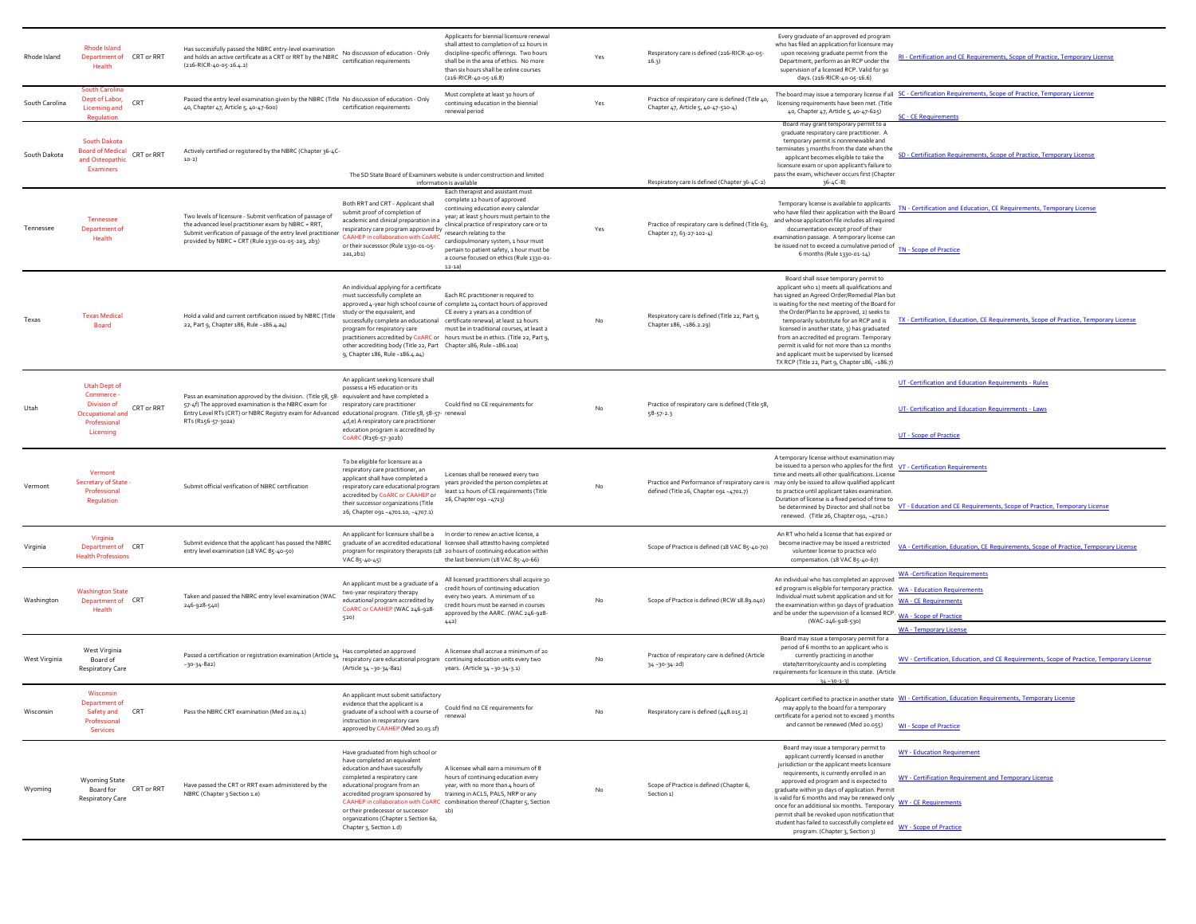| | | | | | | | | |
|---|---|---|---|---|---|---|---|---|
| Rhode Island | Rhode Island Department of Health | CRT or RRT | Has successfully passed the NBRC entry-level examination and holds an active certificate as a CRT or RRT by the NBRC (216-RICR-40-05-16.4.2) | No discussion of education - Only certification requirements | Applicants for biennial licensure renewal shall attest to completion of 12 hours in discipline-specific offerings. Two hours shall be in the area of ethics. No more than six hours shall be online courses (216-RICR-40-05-16.8) | Yes | Respiratory care is defined (216-RICR-40-05-16.3) | Every graduate of an approved ed program who has filed an application for licensure may upon receiving graduate permit from the Department, perform as an RCP under the supervision of a licensed RCP. Valid for 90 days. (216-RICR-40-05-16.6) | RI - Certification and CE Requirements, Scope of Practice, Temporary License |
| South Carolina | South Carolina Dept of Labor, Licensing and Regulation | CRT | Passed the entry level examination given by the NBRC (Title 40, Chapter 47, Article 5, 40-47-600) | No discussion of education - Only certification requirements | Must complete at least 30 hours of continuing education in the biennial renewal period | Yes | Practice of respiratory care is defined (Title 40, Chapter 47, Article 5, 40-47-510-4) | The board may issue a temporary license if all licensing requirements have been met. (Title 40, Chapter 47, Article 5, 40-47-625) | SC - Certification Requirements, Scope of Practice, Temporary License; SC - CE Requirements |
| South Dakota | South Dakota Board of Medical and Osteopathic Examiners | CRT or RRT | Actively certified or registered by the NBRC (Chapter 36-4C-10-2) | The SD State Board of Examiners website is under construction and limited information is available | | | Respiratory care is defined (Chapter 36-4C-2) | Board may grant temporary permit to a graduate respiratory care practitioner. A temporary permit is nonrenewable and terminates 3 months from the date when the applicant becomes eligible to take the licensure exam or upon applicant's failure to pass the exam, whichever occurs first (Chapter 36-4C-8) | SD - Certification Requirements, Scope of Practice, Temporary License |
| Tennessee | Tennessee Department of Health | | Two levels of licensure - Submit verification of passage of the advanced level practitioner exam by NBRC = RRT, Submit verification of passage of the entry level practitioner provided by NBRC = CRT (Rule 1330-01-05-2a3, 2b3) | Both RRT and CRT - Applicant shall submit proof of completion of academic and clinical preparation in a respiratory care program approved by CAAHEP in collaboration with CoARC or their successor (Rule 1330-01-05-2a1,2b1) | Each therapist and assistant must complete 12 hours of approved continuing education every calendar year; at least 5 hours must pertain to the clinical practice of respiratory care or to research relating to the cardiopulmonary system, 1 hour must pertain to patient safety, 1 hour must be a course focused on ethics (Rule 1330-01-12-1a) | Yes | Practice of respiratory care is defined (Title 63, Chapter 27, 63-27-102-4) | Temporary license is available to applicants who have filed their application with the Board and whose application file includes all required documentation except proof of their examination passage. A temporary license can be issued not to exceed a cumulative period of 6 months (Rule 1330-01-14) | TN - Certification and Education, CE Requirements, Temporary License; TN - Scope of Practice |
| Texas | Texas Medical Board | | Hold a valid and current certification issued by NBRC (Title 22, Part 9, Chapter 186, Rule -186.4.a4) | An individual applying for a certificate must successfully complete an approved 4-year high school course of study or the equivalent, and successfully complete an educational program for respiratory care practitioners accredited by CoARC or other accrediting body (Title 22, Part 9, Chapter 186, Rule -186.4.a4) | Each RC practitioner is required to complete 24 contact hours of approved CE every 2 years as a condition of certificate renewal; at least 12 hours must be in traditional courses, at least 2 hours must be in ethics. (Title 22, Part 9, Chapter 186, Rule -186.10a) | No | Respiratory care is defined (Title 22, Part 9, Chapter 186, -186.2.29) | Board shall issue temporary permit to applicant who 1) meets all qualifications and has signed an Agreed Order/Remedial Plan but is waiting for the next meeting of the Board for the Order/Plan to be approved, 2) seeks to temporarily substitute for an RCP and is licensed in another state, 3) has graduated from an accredited ed program. Temporary permit is valid for not more than 12 months and applicant must be supervised by licensed TX RCP (Title 22, Part 9, Chapter 186, -186.7) | TX - Certification, Education, CE Requirements, Scope of Practice, Temporary License |
| Utah | Utah Dept of Commerce - Division of Occupational and Professional Licensing | CRT or RRT | Pass an examination approved by the division. (Title 58, 58-57-4f) The approved examination is the NBRC exam for Entry Level RTs (CRT) or NBRC Registry exam for Advanced RTs (R156-57-302a) | An applicant seeking licensure shall possess a HS education or its equivalent and have completed a respiratory care practitioner educational program. (Title 58, 58-57-4d,e) A respiratory care practitioner education program is accredited by CoARC (R156-57-302b) | Could find no CE requirements for renewal | No | Practice of respiratory care is defined (Title 58, 58-57-2.3 | | UT -Certification and Education Requirements - Rules; UT- Certification and Education Requirements - Laws; UT - Scope of Practice |
| Vermont | Vermont Secretary of State - Professional Regulation | | Submit official verification of NBRC certification | To be eligible for licensure as a respiratory care practitioner, an applicant shall have completed a respiratory care educational program accredited by CoARC or CAAHEP or their successor organizations (Title 26, Chapter 091 -4701.10, -4707.1) | Licenses shall be renewed every two years provided the person completes at least 12 hours of CE requirements (Title 26, Chapter 091 -4713) | No | Practice and Performance of respiratory care is defined (Title 26, Chapter 091 -4701.7) | A temporary license without examination may be issued to a person who applies for the first time and meets all other qualifications. License may only be issued to allow qualified applicant to practice until applicant takes examination. Duration of license is a fixed period of time to be determined by Director and shall not be renewed. (Title 26, Chapter 091, -4710.) | VT - Certification Requirements; VT - Education and CE Requirements, Scope of Practice, Temporary License |
| Virginia | Virginia Department of Health Professions | CRT | Submit evidence that the applicant has passed the NBRC entry level examination (18 VAC 85-40-50) | An applicant for licensure shall be a graduate of an accredited educational program for respiratory therapists (18 VAC 85-40-45) | In order to renew an active license, a licensee shall attestto having completed 20 hours of continuing education within the last biennium (18 VAC 85-40-66) | | Scope of Practice is defined (18 VAC 85-40-70) | An RT who held a license that has expired or become inactive may be issued a restricted volunteer license to practice w/o compensation. (18 VAC 85-40-67) | VA - Certification, Education, CE Requirements, Scope of Practice, Temporary License |
| Washington | Washington State Department of Health | CRT | Taken and passed the NBRC entry level examination (WAC 246-928-540) | An applicant must be a graduate of a two-year respiratory therapy educational program accredited by CoARC or CAAHEP (WAC 246-928-520) | All licensed practitioners shall acquire 30 credit hours of continuing education every two years. A minimum of 10 credit hours must be earned in courses approved by the AARC. (WAC 246-928-442) | No | Scope of Practice is defined (RCW 18.89.040) | An individual who has completed an approved ed program is eligible for temporary practice. Individual must submit application and sit for the examination within 90 days of graduation and be under the supervision of a licensed RCP. (WAC-246-928-530) | WA -Certification Requirements; WA - Education Requirements; WA - CE Requirements; WA - Scope of Practice; WA - Temporary License |
| West Virginia | West Virginia Board of Respiratory Care | | Passed a certification or registration examination (Article 34 -30-34-8a2) | Has completed an approved respiratory care educational program (Article 34 -30-34-8a1) | A licensee shall accrue a minimum of 20 continuing education units every two years. (Article 34 -30-34-3.1) | No | Practice of respiratory care is defined (Article 34 -30-34-2d) | Board may issue a temporary permit for a period of 6 months to an applicant who is currently practicing in another state/territory/county and is completing requirements for licensure in this state. (Article 34 -30-1-3) | WV - Certification, Education, and CE Requirements, Scope of Practice, Temporary License |
| Wisconsin | Wisconsin Department of Safety and Professional Services | CRT | Pass the NBRC CRT examination (Med 20.04.1) | An applicant must submit satisfactory evidence that the applicant is a graduate of a school with a course of instruction in respiratory care approved by CAAHEP (Med 20.03.1f) | Could find no CE requirements for renewal | No | Respiratory care is defined (448.015.2) | Applicant certified to practice in another state may apply to the board for a temporary certificate for a period not to exceed 3 months and cannot be renewed (Med 20.055) | WI - Certification, Education Requirements, Temporary License; WI - Scope of Practice |
| Wyoming | Wyoming State Board for Respiratory Care | CRT or RRT | Have passed the CRT or RRT exam administered by the NBRC (Chapter 3 Section 1.e) | Have graduated from high school or have completed an equivalent education and have sucessfully completed a respiratory care educational program from an accredited program sponsored by CAAHEP in collaboration with CoARC or their predecessor or successor organizations (Chapter 1 Section 6a, Chapter 3, Section 1.d) | A licensee whall earn a minimum of 8 hours of continuing education every year, with no more than 4 hours of training in ACLS, PALS, NRP or any combination thereof (Chapter 5, Section 1b) | No | Scope of Practice is defined (Chapter 6, Section 1) | Board may issue a temporary permit to applicant currently licensed in another jurisdiction or the applicant meets licensure requirements, is currently enrolled in an approved ed program and is expected to graduate within 30 days of application. Permit is valid for 6 months and may be renewed only once for an additional six months. Temporary permit shall be revoked upon notification that student has failed to successfully complete ed program. (Chapter 3, Section 3) | WY - Education Requirement; WY - Certification Requirement and Temporary License; WY - CE Requirements; WY - Scope of Practice |